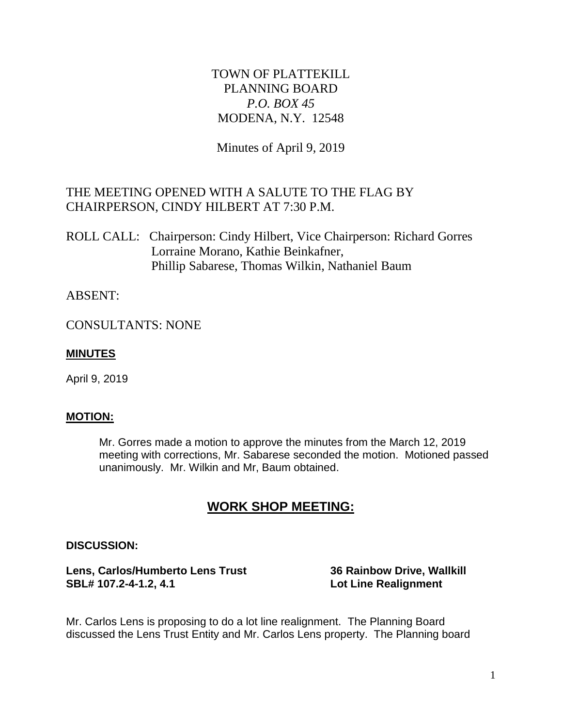TOWN OF PLATTEKILL
PLANNING BOARD
*P.O. BOX 45*
MODENA, N.Y. 12548

Minutes of April 9, 2019

THE MEETING OPENED WITH A SALUTE TO THE FLAG BY CHAIRPERSON, CINDY HILBERT AT 7:30 P.M.

ROLL CALL: Chairperson: Cindy Hilbert, Vice Chairperson: Richard Gorres
Lorraine Morano, Kathie Beinkafner,
Phillip Sabarese, Thomas Wilkin, Nathaniel Baum

ABSENT:

CONSULTANTS: NONE

**MINUTES**

April 9, 2019

**MOTION:**

> Mr. Gorres made a motion to approve the minutes from the March 12, 2019 meeting with corrections, Mr. Sabarese seconded the motion. Motioned passed unanimously. Mr. Wilkin and Mr, Baum obtained.

## WORK SHOP MEETING:

**DISCUSSION:**

**Lens, Carlos/Humberto Lens Trust** **36 Rainbow Drive, Wallkill**
**SBL# 107.2-4-1.2, 4.1** **Lot Line Realignment**

Mr. Carlos Lens is proposing to do a lot line realignment. The Planning Board discussed the Lens Trust Entity and Mr. Carlos Lens property. The Planning board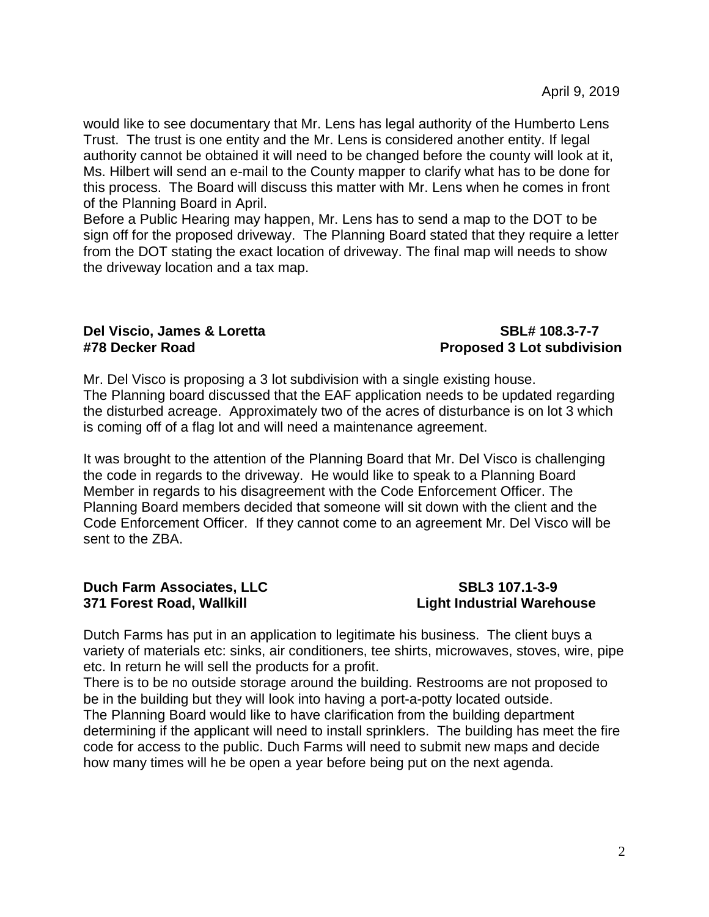would like to see documentary that Mr. Lens has legal authority of the Humberto Lens Trust. The trust is one entity and the Mr. Lens is considered another entity. If legal authority cannot be obtained it will need to be changed before the county will look at it, Ms. Hilbert will send an e-mail to the County mapper to clarify what has to be done for this process. The Board will discuss this matter with Mr. Lens when he comes in front of the Planning Board in April.

Before a Public Hearing may happen, Mr. Lens has to send a map to the DOT to be sign off for the proposed driveway. The Planning Board stated that they require a letter from the DOT stating the exact location of driveway. The final map will needs to show the driveway location and a tax map.

**Del Viscio, James & Loretta** **SBL# 108.3-7-7**
**#78 Decker Road** **Proposed 3 Lot subdivision**

Mr. Del Visco is proposing a 3 lot subdivision with a single existing house. The Planning board discussed that the EAF application needs to be updated regarding the disturbed acreage. Approximately two of the acres of disturbance is on lot 3 which is coming off of a flag lot and will need a maintenance agreement.

It was brought to the attention of the Planning Board that Mr. Del Visco is challenging the code in regards to the driveway. He would like to speak to a Planning Board Member in regards to his disagreement with the Code Enforcement Officer. The Planning Board members decided that someone will sit down with the client and the Code Enforcement Officer. If they cannot come to an agreement Mr. Del Visco will be sent to the ZBA.

**Duch Farm Associates, LLC** **SBL3 107.1-3-9**
**371 Forest Road, Wallkill** **Light Industrial Warehouse**

Dutch Farms has put in an application to legitimate his business. The client buys a variety of materials etc: sinks, air conditioners, tee shirts, microwaves, stoves, wire, pipe etc. In return he will sell the products for a profit.

There is to be no outside storage around the building. Restrooms are not proposed to be in the building but they will look into having a port-a-potty located outside.

The Planning Board would like to have clarification from the building department determining if the applicant will need to install sprinklers. The building has meet the fire code for access to the public. Duch Farms will need to submit new maps and decide how many times will he be open a year before being put on the next agenda.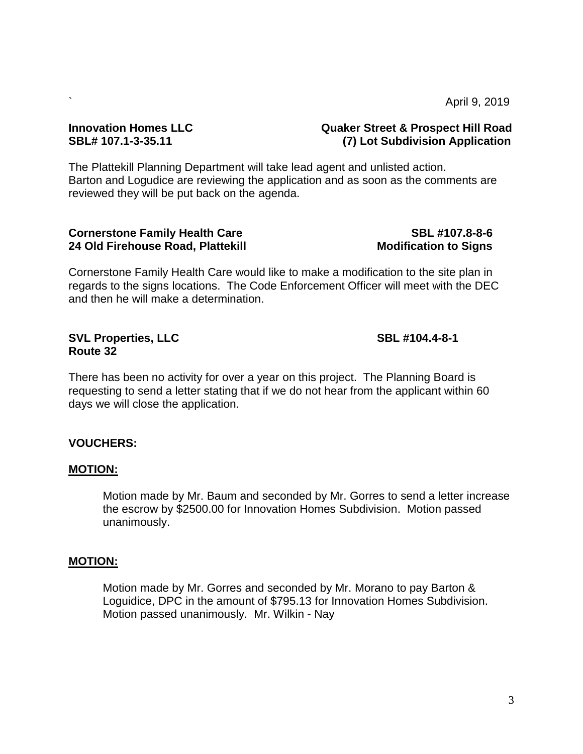`

April 9, 2019

**Innovation Homes LLC** **Quaker Street & Prospect Hill Road**
**SBL# 107.1-3-35.11** **(7) Lot Subdivision Application**

The Plattekill Planning Department will take lead agent and unlisted action. Barton and Logudice are reviewing the application and as soon as the comments are reviewed they will be put back on the agenda.

**Cornerstone Family Health Care** **SBL #107.8-8-6**
**24 Old Firehouse Road, Plattekill** **Modification to Signs**

Cornerstone Family Health Care would like to make a modification to the site plan in regards to the signs locations. The Code Enforcement Officer will meet with the DEC and then he will make a determination.

**SVL Properties, LLC** **SBL #104.4-8-1**
**Route 32**

There has been no activity for over a year on this project. The Planning Board is requesting to send a letter stating that if we do not hear from the applicant within 60 days we will close the application.

**VOUCHERS:**

**MOTION:**

Motion made by Mr. Baum and seconded by Mr. Gorres to send a letter increase the escrow by $2500.00 for Innovation Homes Subdivision. Motion passed unanimously.

**MOTION:**

Motion made by Mr. Gorres and seconded by Mr. Morano to pay Barton & Loguidice, DPC in the amount of $795.13 for Innovation Homes Subdivision. Motion passed unanimously. Mr. Wilkin - Nay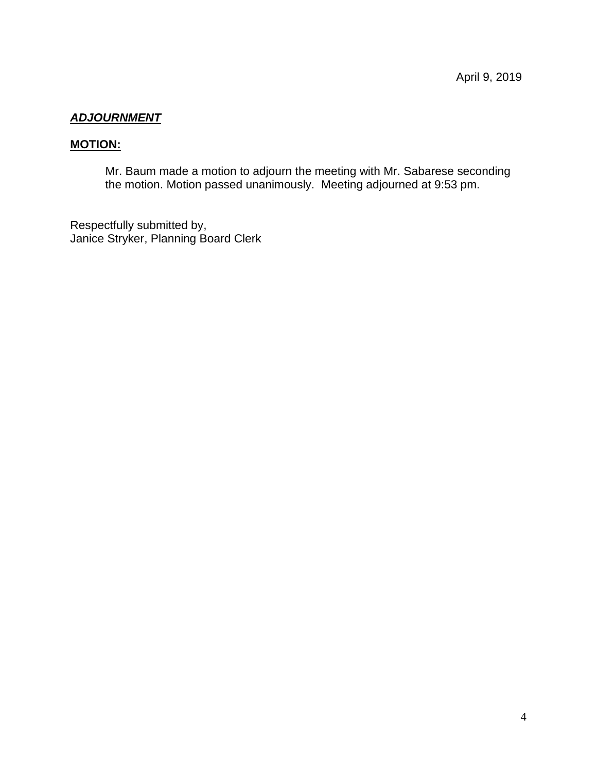***ADJOURNMENT***

**MOTION:**

Mr. Baum made a motion to adjourn the meeting with Mr. Sabarese seconding the motion. Motion passed unanimously. Meeting adjourned at 9:53 pm.

Respectfully submitted by,
Janice Stryker, Planning Board Clerk